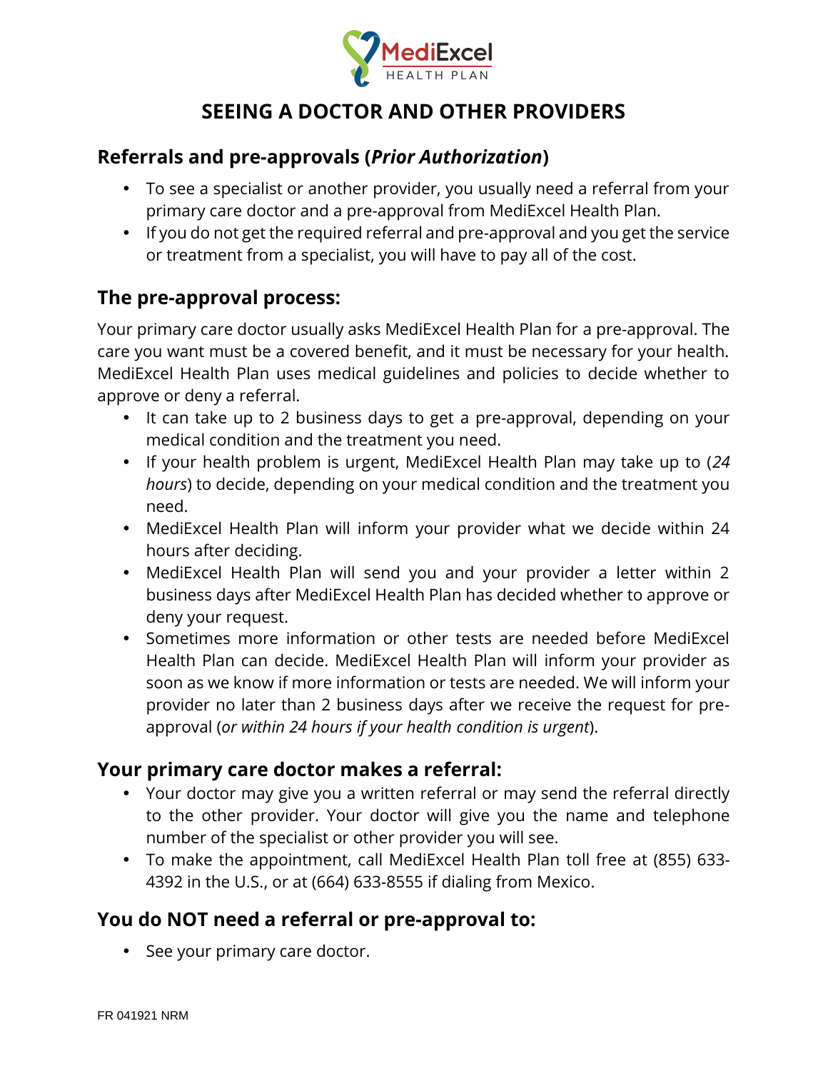MediExcel HEALTH PLAN

# SEEING A DOCTOR AND OTHER PROVIDERS

## Referrals and pre-approvals (*Prior Authorization*)

- To see a specialist or another provider, you usually need a referral from your primary care doctor and a pre-approval from MediExcel Health Plan.
- If you do not get the required referral and pre-approval and you get the service or treatment from a specialist, you will have to pay all of the cost.

## The pre-approval process:

Your primary care doctor usually asks MediExcel Health Plan for a pre-approval. The care you want must be a covered benefit, and it must be necessary for your health. MediExcel Health Plan uses medical guidelines and policies to decide whether to approve or deny a referral.

- It can take up to 2 business days to get a pre-approval, depending on your medical condition and the treatment you need.
- If your health problem is urgent, MediExcel Health Plan may take up to (*24 hours*) to decide, depending on your medical condition and the treatment you need.
- MediExcel Health Plan will inform your provider what we decide within 24 hours after deciding.
- MediExcel Health Plan will send you and your provider a letter within 2 business days after MediExcel Health Plan has decided whether to approve or deny your request.
- Sometimes more information or other tests are needed before MediExcel Health Plan can decide. MediExcel Health Plan will inform your provider as soon as we know if more information or tests are needed. We will inform your provider no later than 2 business days after we receive the request for pre-approval (*or within 24 hours if your health condition is urgent*).

## Your primary care doctor makes a referral:

- Your doctor may give you a written referral or may send the referral directly to the other provider. Your doctor will give you the name and telephone number of the specialist or other provider you will see.
- To make the appointment, call MediExcel Health Plan toll free at (855) 633-4392 in the U.S., or at (664) 633-8555 if dialing from Mexico.

## You do NOT need a referral or pre-approval to:

- See your primary care doctor.

FR 041921 NRM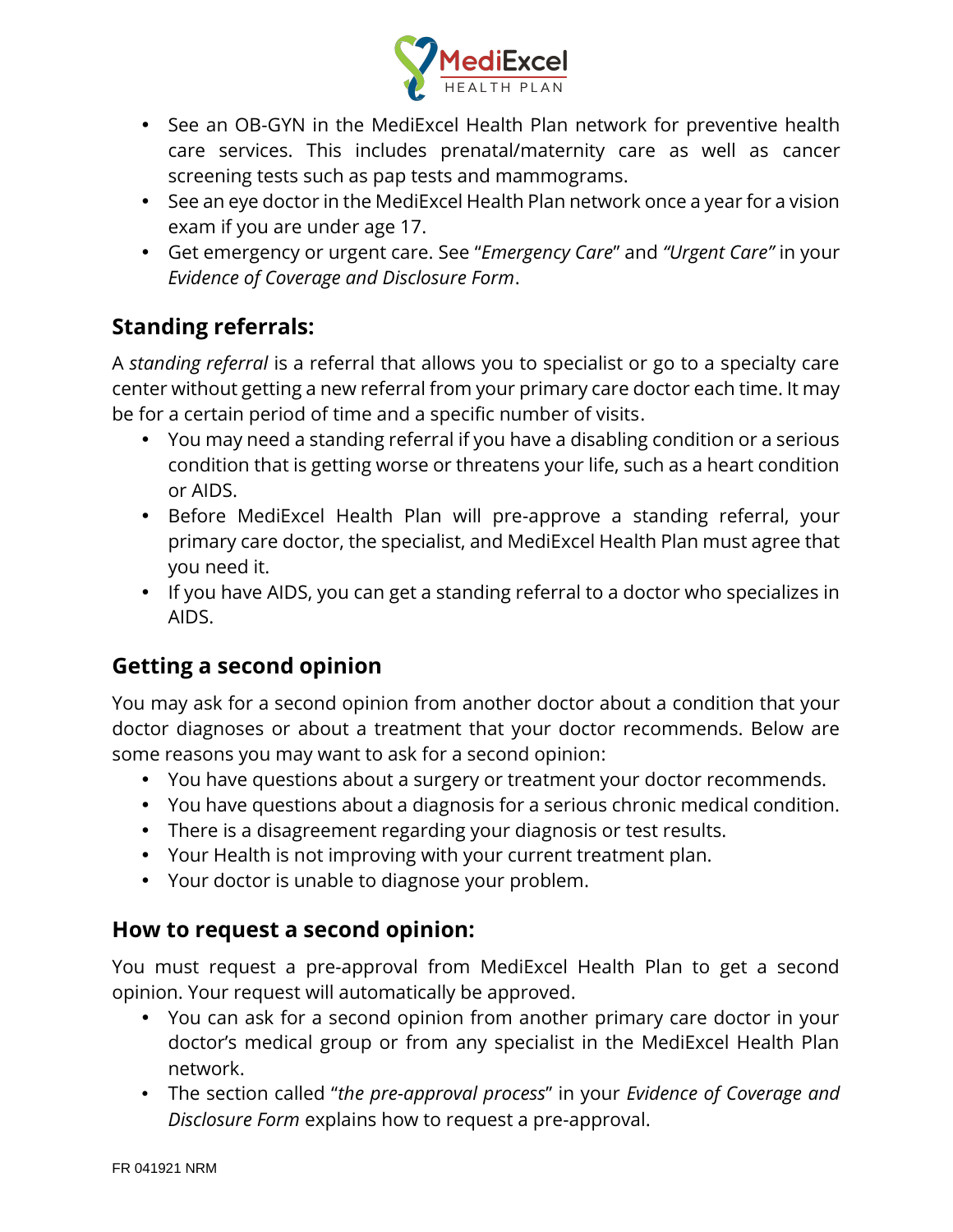- See an OB-GYN in the MediExcel Health Plan network for preventive health care services. This includes prenatal/maternity care as well as cancer screening tests such as pap tests and mammograms.
- See an eye doctor in the MediExcel Health Plan network once a year for a vision exam if you are under age 17.
- Get emergency or urgent care. See "*Emergency Care*" and *"Urgent Care"* in your *Evidence of Coverage and Disclosure Form*.

## Standing referrals:

A *standing referral* is a referral that allows you to specialist or go to a specialty care center without getting a new referral from your primary care doctor each time. It may be for a certain period of time and a specific number of visits.

- You may need a standing referral if you have a disabling condition or a serious condition that is getting worse or threatens your life, such as a heart condition or AIDS.
- Before MediExcel Health Plan will pre-approve a standing referral, your primary care doctor, the specialist, and MediExcel Health Plan must agree that you need it.
- If you have AIDS, you can get a standing referral to a doctor who specializes in AIDS.

## Getting a second opinion

You may ask for a second opinion from another doctor about a condition that your doctor diagnoses or about a treatment that your doctor recommends. Below are some reasons you may want to ask for a second opinion:

- You have questions about a surgery or treatment your doctor recommends.
- You have questions about a diagnosis for a serious chronic medical condition.
- There is a disagreement regarding your diagnosis or test results.
- Your Health is not improving with your current treatment plan.
- Your doctor is unable to diagnose your problem.

## How to request a second opinion:

You must request a pre-approval from MediExcel Health Plan to get a second opinion. Your request will automatically be approved.

- You can ask for a second opinion from another primary care doctor in your doctor's medical group or from any specialist in the MediExcel Health Plan network.
- The section called "*the pre-approval process*" in your *Evidence of Coverage and Disclosure Form* explains how to request a pre-approval.

FR 041921 NRM